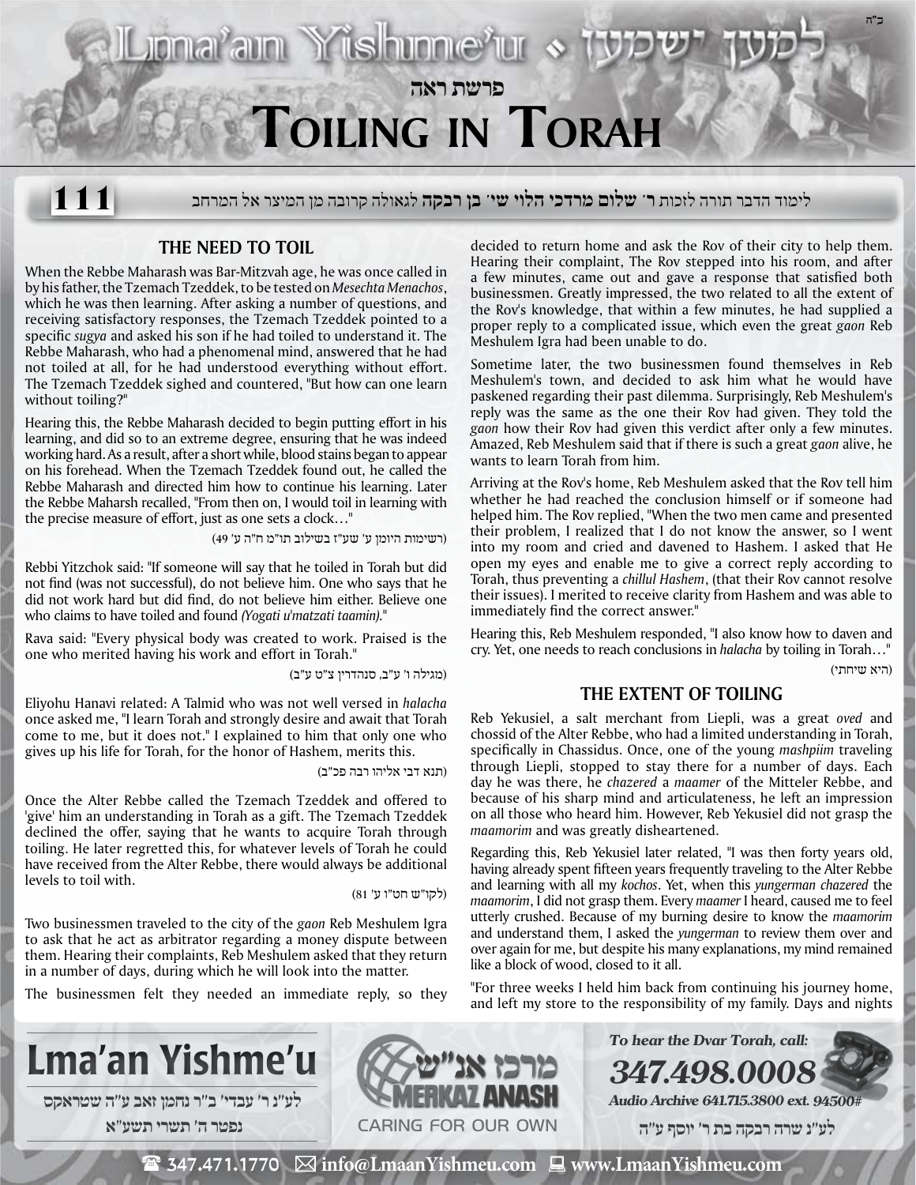ב"ה

# Lma'an Yishme'u • למען ישמעו

פרשת ראה

# Toiling in Torah

**111**

לימוד הדבר תורה לזכות **ר' שלום מרדכי הלוי שי' בן רבקה** לגאולה קרובה מן המיצר אל המרחב

## THE NEED TO TOIL

When the Rebbe Maharash was Bar-Mitzvah age, he was once called in by his father, the Tzemach Tzeddek, to be tested on *Mesechta Menachos*, which he was then learning. After asking a number of questions, and receiving satisfactory responses, the Tzemach Tzeddek pointed to a specific *sugya* and asked his son if he had toiled to understand it. The Rebbe Maharash, who had a phenomenal mind, answered that he had not toiled at all, for he had understood everything without effort. The Tzemach Tzeddek sighed and countered, "But how can one learn without toiling?"

Hearing this, the Rebbe Maharash decided to begin putting effort in his learning, and did so to an extreme degree, ensuring that he was indeed working hard. As a result, after a short while, blood stains began to appear on his forehead. When the Tzemach Tzeddek found out, he called the Rebbe Maharash and directed him how to continue his learning. Later the Rebbe Maharsh recalled, "From then on, I would toil in learning with the precise measure of effort, just as one sets a clock…"

(רשימות היומן ע' שע"ז בשילוב תו"מ ח"ה ע' 49)

Rebbi Yitzchok said: "If someone will say that he toiled in Torah but did not find (was not successful), do not believe him. One who says that he did not work hard but did find, do not believe him either. Believe one who claims to have toiled and found *(Yogati u'matzati taamin).*"

Rava said: "Every physical body was created to work. Praised is the one who merited having his work and effort in Torah."

(מגילה ו' ע"ב, סנהדרין צ"ט ע"ב)

Eliyohu Hanavi related: A Talmid who was not well versed in *halacha* once asked me, "I learn Torah and strongly desire and await that Torah come to me, but it does not." I explained to him that only one who gives up his life for Torah, for the honor of Hashem, merits this.

(תנא דבי אליהו רבה פכ"ב)

Once the Alter Rebbe called the Tzemach Tzeddek and offered to 'give' him an understanding in Torah as a gift. The Tzemach Tzeddek declined the offer, saying that he wants to acquire Torah through toiling. He later regretted this, for whatever levels of Torah he could have received from the Alter Rebbe, there would always be additional levels to toil with.

(לקו"ש חט"ו ע' 81)

Two businessmen traveled to the city of the *gaon* Reb Meshulem Igra to ask that he act as arbitrator regarding a money dispute between them. Hearing their complaints, Reb Meshulem asked that they return in a number of days, during which he will look into the matter.

The businessmen felt they needed an immediate reply, so they decided to return home and ask the Rov of their city to help them. Hearing their complaint, The Rov stepped into his room, and after a few minutes, came out and gave a response that satisfied both businessmen. Greatly impressed, the two related to all the extent of the Rov's knowledge, that within a few minutes, he had supplied a proper reply to a complicated issue, which even the great *gaon* Reb Meshulem Igra had been unable to do.

Sometime later, the two businessmen found themselves in Reb Meshulem's town, and decided to ask him what he would have paskened regarding their past dilemma. Surprisingly, Reb Meshulem's reply was the same as the one their Rov had given. They told the *gaon* how their Rov had given this verdict after only a few minutes. Amazed, Reb Meshulem said that if there is such a great *gaon* alive, he wants to learn Torah from him.

Arriving at the Rov's home, Reb Meshulem asked that the Rov tell him whether he had reached the conclusion himself or if someone had helped him. The Rov replied, "When the two men came and presented their problem, I realized that I do not know the answer, so I went into my room and cried and davened to Hashem. I asked that He open my eyes and enable me to give a correct reply according to Torah, thus preventing a *chillul Hashem*, (that their Rov cannot resolve their issues). I merited to receive clarity from Hashem and was able to immediately find the correct answer."

Hearing this, Reb Meshulem responded, "I also know how to daven and cry. Yet, one needs to reach conclusions in *halacha* by toiling in Torah…"

(היא שיחתי)

## THE EXTENT OF TOILING

Reb Yekusiel, a salt merchant from Liepli, was a great *oved* and chossid of the Alter Rebbe, who had a limited understanding in Torah, specifically in Chassidus. Once, one of the young *mashpiim* traveling through Liepli, stopped to stay there for a number of days. Each day he was there, he *chazered* a *maamer* of the Mitteler Rebbe, and because of his sharp mind and articulateness, he left an impression on all those who heard him. However, Reb Yekusiel did not grasp the *maamorim* and was greatly disheartened.

Regarding this, Reb Yekusiel later related, "I was then forty years old, having already spent fifteen years frequently traveling to the Alter Rebbe and learning with all my *kochos*. Yet, when this *yungerman chazered* the *maamorim*, I did not grasp them. Every *maamer* I heard, caused me to feel utterly crushed. Because of my burning desire to know the *maamorim* and understand them, I asked the *yungerman* to review them over and over again for me, but despite his many explanations, my mind remained like a block of wood, closed to it all.

"For three weeks I held him back from continuing his journey home, and left my store to the responsibility of my family. Days and nights

---

**Lma'an Yishme'u**

לע"נ ר' עבדי' ב"ר נחמן זאב ע"ה שטראקס
נפטר ה' תשרי תשע"א

מרכז אנ"ש MERKAZ ANASH CARING FOR OUR OWN

*To hear the Dvar Torah, call:* **347.498.0008**
*Audio Archive 641.715.3800 ext. 94500#*

לע"נ שרה רבקה בת ר' יוסף ע"ה

☎ 347.471.1770 ✉ info@LmaanYishmeu.com 💻 www.LmaanYishmeu.com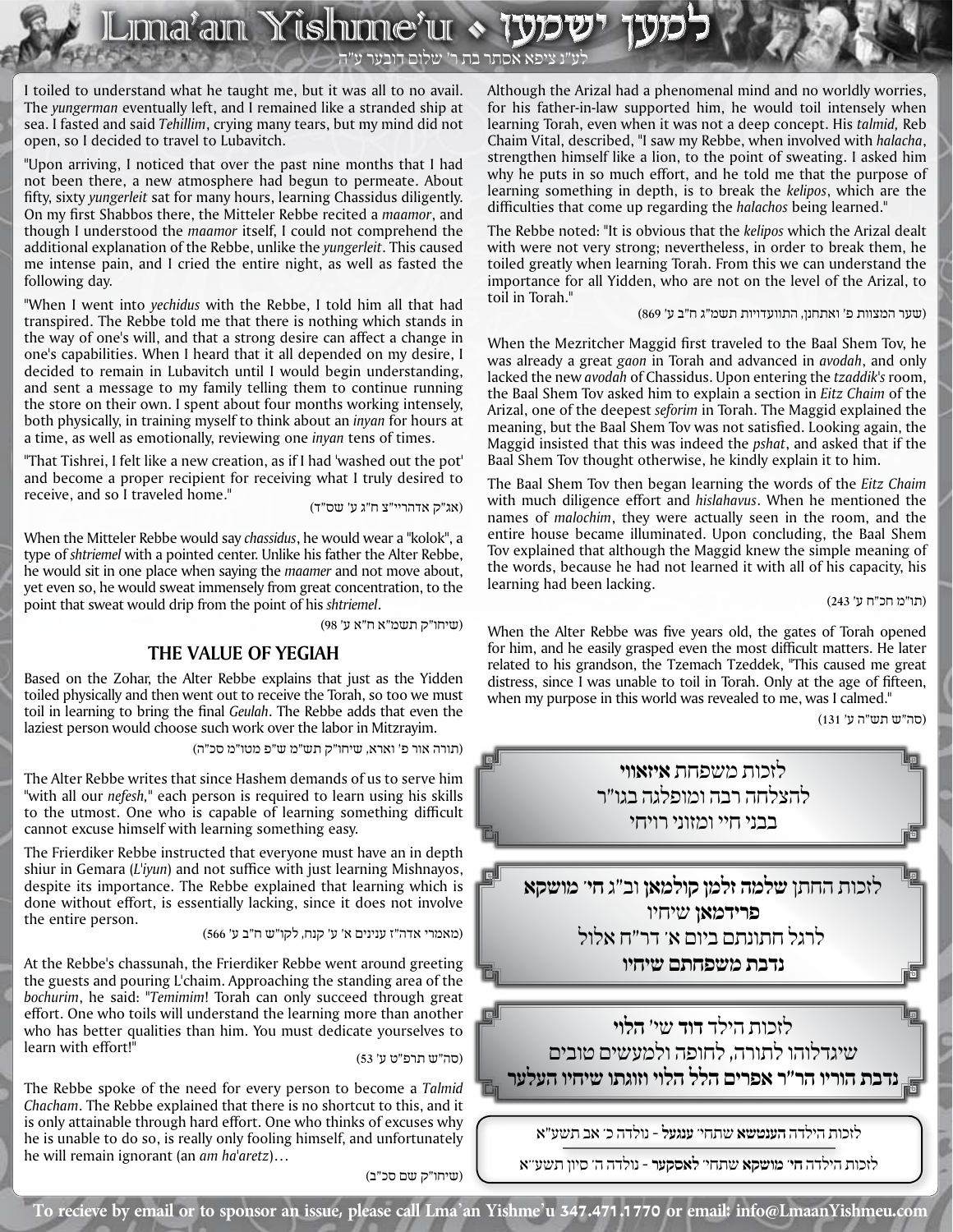I toiled to understand what he taught me, but it was all to no avail. The *yungerman* eventually left, and I remained like a stranded ship at sea. I fasted and said *Tehillim*, crying many tears, but my mind did not open, so I decided to travel to Lubavitch.

"Upon arriving, I noticed that over the past nine months that I had not been there, a new atmosphere had begun to permeate. About fifty, sixty *yungerleit* sat for many hours, learning Chassidus diligently. On my first Shabbos there, the Mitteler Rebbe recited a *maamor*, and though I understood the *maamor* itself, I could not comprehend the additional explanation of the Rebbe, unlike the *yungerleit*. This caused me intense pain, and I cried the entire night, as well as fasted the following day.

"When I went into *yechidus* with the Rebbe, I told him all that had transpired. The Rebbe told me that there is nothing which stands in the way of one's will, and that a strong desire can affect a change in one's capabilities. When I heard that it all depended on my desire, I decided to remain in Lubavitch until I would begin understanding, and sent a message to my family telling them to continue running the store on their own. I spent about four months working intensely, both physically, in training myself to think about an *inyan* for hours at a time, as well as emotionally, reviewing one *inyan* tens of times.

"That Tishrei, I felt like a new creation, as if I had 'washed out the pot' and become a proper recipient for receiving what I truly desired to receive, and so I traveled home."

(אג"ק אדהריי"צ ח"ג ע' שס"ד)

When the Mitteler Rebbe would say *chassidus*, he would wear a "kolok", a type of *shtriemel* with a pointed center. Unlike his father the Alter Rebbe, he would sit in one place when saying the *maamer* and not move about, yet even so, he would sweat immensely from great concentration, to the point that sweat would drip from the point of his *shtriemel*.

(שיחו"ק תשמ"א ח"א ע' 98)

## THE VALUE OF YEGIAH

Based on the Zohar, the Alter Rebbe explains that just as the Yidden toiled physically and then went out to receive the Torah, so too we must toil in learning to bring the final *Geulah*. The Rebbe adds that even the laziest person would choose such work over the labor in Mitzrayim.

(תורה אור פ' וארא, שיחו"ק תש"מ ש"פ מטו"מ סכ"ה)

The Alter Rebbe writes that since Hashem demands of us to serve him "with all our *nefesh*," each person is required to learn using his skills to the utmost. One who is capable of learning something difficult cannot excuse himself with learning something easy.

The Frierdiker Rebbe instructed that everyone must have an in depth shiur in Gemara (*L'iyun*) and not suffice with just learning Mishnayos, despite its importance. The Rebbe explained that learning which is done without effort, is essentially lacking, since it does not involve the entire person.

(מאמרי אדה"ז ענינים א' ע' קנח, לקו"ש ח"ב ע' 566)

At the Rebbe's chassunah, the Frierdiker Rebbe went around greeting the guests and pouring L'chaim. Approaching the standing area of the *bochurim*, he said: "*Temimim*! Torah can only succeed through great effort. One who toils will understand the learning more than another who has better qualities than him. You must dedicate yourselves to learn with effort!"

(סה"ש תרפ"ט ע' 53)

The Rebbe spoke of the need for every person to become a *Talmid Chacham*. The Rebbe explained that there is no shortcut to this, and it is only attainable through hard effort. One who thinks of excuses why he is unable to do so, is really only fooling himself, and unfortunately he will remain ignorant (an *am ha'aretz*)…

(שיחו"ק שם סכ"ב)

Although the Arizal had a phenomenal mind and no worldly worries, for his father-in-law supported him, he would toil intensely when learning Torah, even when it was not a deep concept. His *talmid,* Reb Chaim Vital, described, "I saw my Rebbe, when involved with *halacha*, strengthen himself like a lion, to the point of sweating. I asked him why he puts in so much effort, and he told me that the purpose of learning something in depth, is to break the *kelipos*, which are the difficulties that come up regarding the *halachos* being learned."

The Rebbe noted: "It is obvious that the *kelipos* which the Arizal dealt with were not very strong; nevertheless, in order to break them, he toiled greatly when learning Torah. From this we can understand the importance for all Yidden, who are not on the level of the Arizal, to toil in Torah."

(שער המצוות פ' ואתחנן, התוועדויות תשמ"ג ח"ב ע' 869)

When the Mezritcher Maggid first traveled to the Baal Shem Tov, he was already a great *gaon* in Torah and advanced in *avodah*, and only lacked the new *avodah* of Chassidus. Upon entering the *tzaddik's* room, the Baal Shem Tov asked him to explain a section in *Eitz Chaim* of the Arizal, one of the deepest *seforim* in Torah. The Maggid explained the meaning, but the Baal Shem Tov was not satisfied. Looking again, the Maggid insisted that this was indeed the *pshat*, and asked that if the Baal Shem Tov thought otherwise, he kindly explain it to him.

The Baal Shem Tov then began learning the words of the *Eitz Chaim* with much diligence effort and *hislahavus*. When he mentioned the names of *malochim*, they were actually seen in the room, and the entire house became illuminated. Upon concluding, the Baal Shem Tov explained that although the Maggid knew the simple meaning of the words, because he had not learned it with all of his capacity, his learning had been lacking.

(תו"מ חכ"ח ע' 243)

When the Alter Rebbe was five years old, the gates of Torah opened for him, and he easily grasped even the most difficult matters. He later related to his grandson, the Tzemach Tzeddek, "This caused me great distress, since I was unable to toil in Torah. Only at the age of fifteen, when my purpose in this world was revealed to me, was I calmed."

(סה"ש תש"ה ע' 131)

לזכות משפחת **איזאווי**
להצלחה רבה ומופלגה בגו"ר
בבני חיי ומזוני רויחי

לזכות החתן **שלמה זלמן קולמאן** וב"ג **חי' מושקא פרידמאן** שיחיו
לרגל חתונתם ביום א' דר"ח אלול
**נדבת משפחתם שיחיו**

לזכות הילד **דוד** שי' **הלוי**
שיגדלוהו לתורה, לחופה ולמעשים טובים
**נדבת הוריו הר"ר אפרים הלל הלוי וזוגתו שיחיו העלער**

לזכות הילדה **העניטשא** שתחי' **ענגעל** - נולדה כ' אב תשע"א

לזכות הילדה **חי' מושקא** שתחי' **לאסקער** - נולדה ה' סיון תשע"א